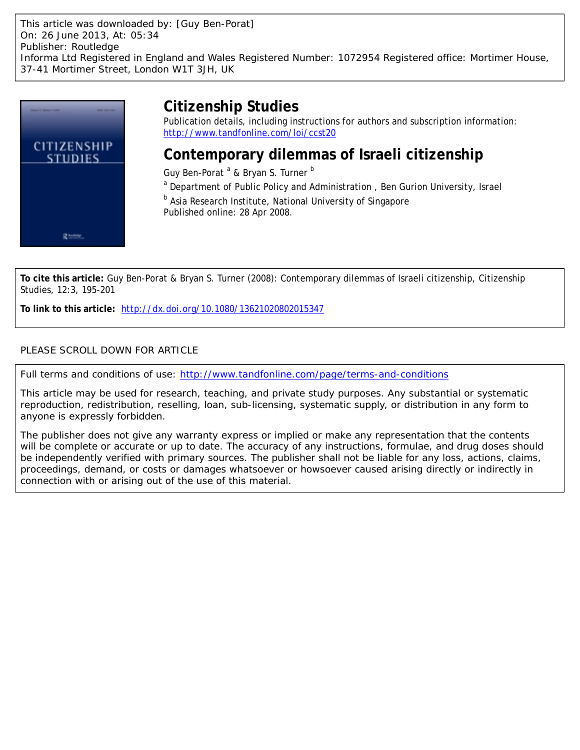This article was downloaded by: [Guy Ben-Porat]
On: 26 June 2013, At: 05:34
Publisher: Routledge
Informa Ltd Registered in England and Wales Registered Number: 1072954 Registered office: Mortimer House, 37-41 Mortimer Street, London W1T 3JH, UK

# Citizenship Studies

Publication details, including instructions for authors and subscription information:
http://www.tandfonline.com/loi/ccst20

# Contemporary dilemmas of Israeli citizenship

Guy Ben-Porat [a] & Bryan S. Turner [b]

[a] Department of Public Policy and Administration , Ben Gurion University, Israel

[b] Asia Research Institute, National University of Singapore

Published online: 28 Apr 2008.

**To cite this article:** Guy Ben-Porat & Bryan S. Turner (2008): Contemporary dilemmas of Israeli citizenship, Citizenship Studies, 12:3, 195-201

**To link to this article:** http://dx.doi.org/10.1080/13621020802015347

PLEASE SCROLL DOWN FOR ARTICLE

Full terms and conditions of use: http://www.tandfonline.com/page/terms-and-conditions

This article may be used for research, teaching, and private study purposes. Any substantial or systematic reproduction, redistribution, reselling, loan, sub-licensing, systematic supply, or distribution in any form to anyone is expressly forbidden.

The publisher does not give any warranty express or implied or make any representation that the contents will be complete or accurate or up to date. The accuracy of any instructions, formulae, and drug doses should be independently verified with primary sources. The publisher shall not be liable for any loss, actions, claims, proceedings, demand, or costs or damages whatsoever or howsoever caused arising directly or indirectly in connection with or arising out of the use of this material.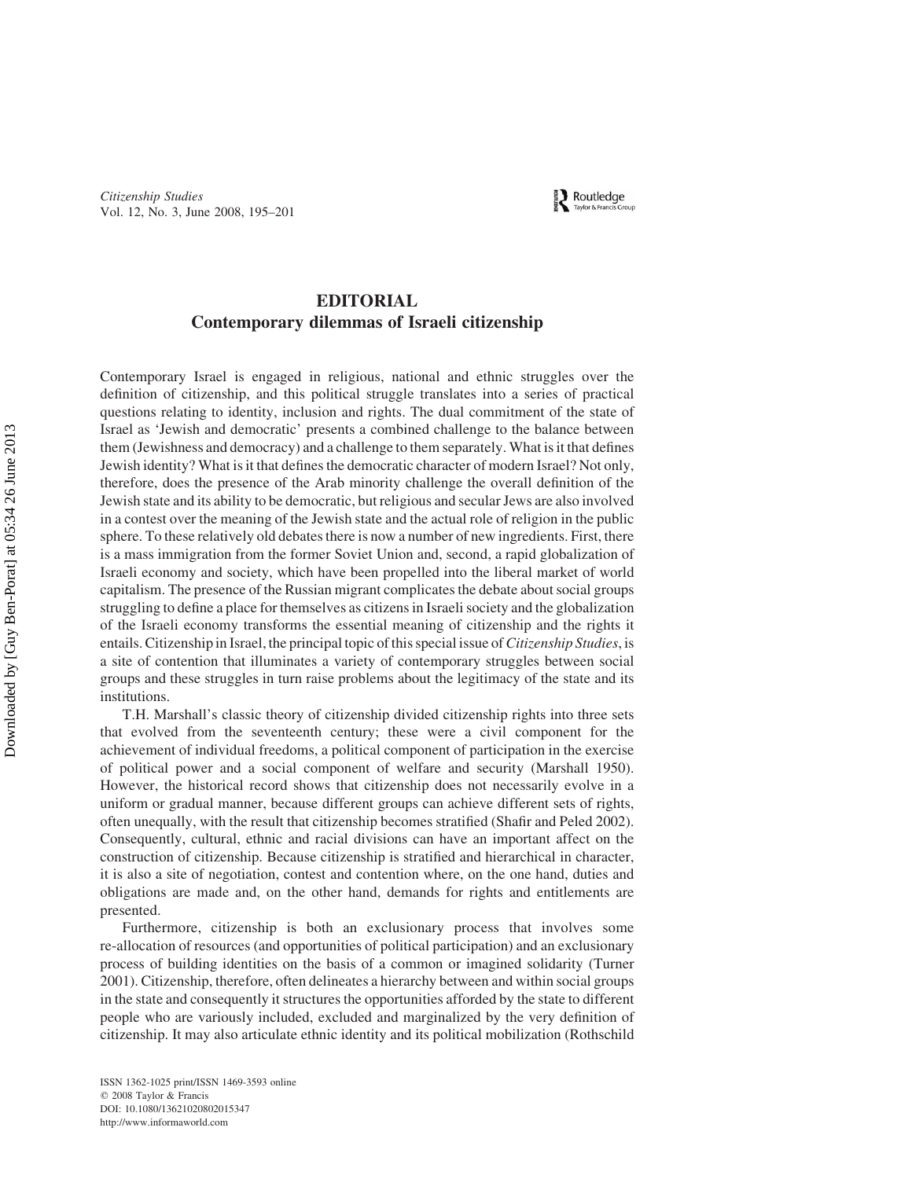# EDITORIAL
## Contemporary dilemmas of Israeli citizenship

Contemporary Israel is engaged in religious, national and ethnic struggles over the definition of citizenship, and this political struggle translates into a series of practical questions relating to identity, inclusion and rights. The dual commitment of the state of Israel as 'Jewish and democratic' presents a combined challenge to the balance between them (Jewishness and democracy) and a challenge to them separately. What is it that defines Jewish identity? What is it that defines the democratic character of modern Israel? Not only, therefore, does the presence of the Arab minority challenge the overall definition of the Jewish state and its ability to be democratic, but religious and secular Jews are also involved in a contest over the meaning of the Jewish state and the actual role of religion in the public sphere. To these relatively old debates there is now a number of new ingredients. First, there is a mass immigration from the former Soviet Union and, second, a rapid globalization of Israeli economy and society, which have been propelled into the liberal market of world capitalism. The presence of the Russian migrant complicates the debate about social groups struggling to define a place for themselves as citizens in Israeli society and the globalization of the Israeli economy transforms the essential meaning of citizenship and the rights it entails. Citizenship in Israel, the principal topic of this special issue of *Citizenship Studies*, is a site of contention that illuminates a variety of contemporary struggles between social groups and these struggles in turn raise problems about the legitimacy of the state and its institutions.

T.H. Marshall's classic theory of citizenship divided citizenship rights into three sets that evolved from the seventeenth century; these were a civil component for the achievement of individual freedoms, a political component of participation in the exercise of political power and a social component of welfare and security (Marshall 1950). However, the historical record shows that citizenship does not necessarily evolve in a uniform or gradual manner, because different groups can achieve different sets of rights, often unequally, with the result that citizenship becomes stratified (Shafir and Peled 2002). Consequently, cultural, ethnic and racial divisions can have an important affect on the construction of citizenship. Because citizenship is stratified and hierarchical in character, it is also a site of negotiation, contest and contention where, on the one hand, duties and obligations are made and, on the other hand, demands for rights and entitlements are presented.

Furthermore, citizenship is both an exclusionary process that involves some re-allocation of resources (and opportunities of political participation) and an exclusionary process of building identities on the basis of a common or imagined solidarity (Turner 2001). Citizenship, therefore, often delineates a hierarchy between and within social groups in the state and consequently it structures the opportunities afforded by the state to different people who are variously included, excluded and marginalized by the very definition of citizenship. It may also articulate ethnic identity and its political mobilization (Rothschild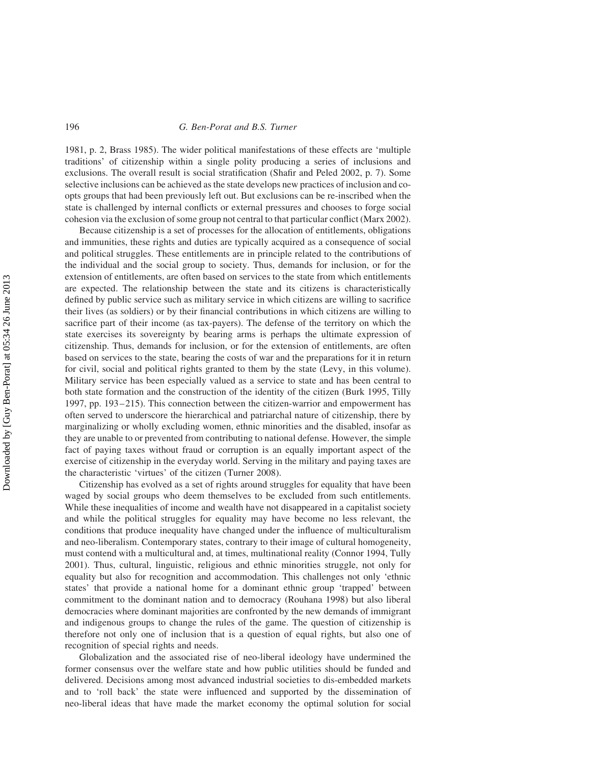1981, p. 2, Brass 1985). The wider political manifestations of these effects are 'multiple traditions' of citizenship within a single polity producing a series of inclusions and exclusions. The overall result is social stratification (Shafir and Peled 2002, p. 7). Some selective inclusions can be achieved as the state develops new practices of inclusion and co-opts groups that had been previously left out. But exclusions can be re-inscribed when the state is challenged by internal conflicts or external pressures and chooses to forge social cohesion via the exclusion of some group not central to that particular conflict (Marx 2002).

Because citizenship is a set of processes for the allocation of entitlements, obligations and immunities, these rights and duties are typically acquired as a consequence of social and political struggles. These entitlements are in principle related to the contributions of the individual and the social group to society. Thus, demands for inclusion, or for the extension of entitlements, are often based on services to the state from which entitlements are expected. The relationship between the state and its citizens is characteristically defined by public service such as military service in which citizens are willing to sacrifice their lives (as soldiers) or by their financial contributions in which citizens are willing to sacrifice part of their income (as tax-payers). The defense of the territory on which the state exercises its sovereignty by bearing arms is perhaps the ultimate expression of citizenship. Thus, demands for inclusion, or for the extension of entitlements, are often based on services to the state, bearing the costs of war and the preparations for it in return for civil, social and political rights granted to them by the state (Levy, in this volume). Military service has been especially valued as a service to state and has been central to both state formation and the construction of the identity of the citizen (Burk 1995, Tilly 1997, pp. 193–215). This connection between the citizen-warrior and empowerment has often served to underscore the hierarchical and patriarchal nature of citizenship, there by marginalizing or wholly excluding women, ethnic minorities and the disabled, insofar as they are unable to or prevented from contributing to national defense. However, the simple fact of paying taxes without fraud or corruption is an equally important aspect of the exercise of citizenship in the everyday world. Serving in the military and paying taxes are the characteristic 'virtues' of the citizen (Turner 2008).

Citizenship has evolved as a set of rights around struggles for equality that have been waged by social groups who deem themselves to be excluded from such entitlements. While these inequalities of income and wealth have not disappeared in a capitalist society and while the political struggles for equality may have become no less relevant, the conditions that produce inequality have changed under the influence of multiculturalism and neo-liberalism. Contemporary states, contrary to their image of cultural homogeneity, must contend with a multicultural and, at times, multinational reality (Connor 1994, Tully 2001). Thus, cultural, linguistic, religious and ethnic minorities struggle, not only for equality but also for recognition and accommodation. This challenges not only 'ethnic states' that provide a national home for a dominant ethnic group 'trapped' between commitment to the dominant nation and to democracy (Rouhana 1998) but also liberal democracies where dominant majorities are confronted by the new demands of immigrant and indigenous groups to change the rules of the game. The question of citizenship is therefore not only one of inclusion that is a question of equal rights, but also one of recognition of special rights and needs.

Globalization and the associated rise of neo-liberal ideology have undermined the former consensus over the welfare state and how public utilities should be funded and delivered. Decisions among most advanced industrial societies to dis-embedded markets and to 'roll back' the state were influenced and supported by the dissemination of neo-liberal ideas that have made the market economy the optimal solution for social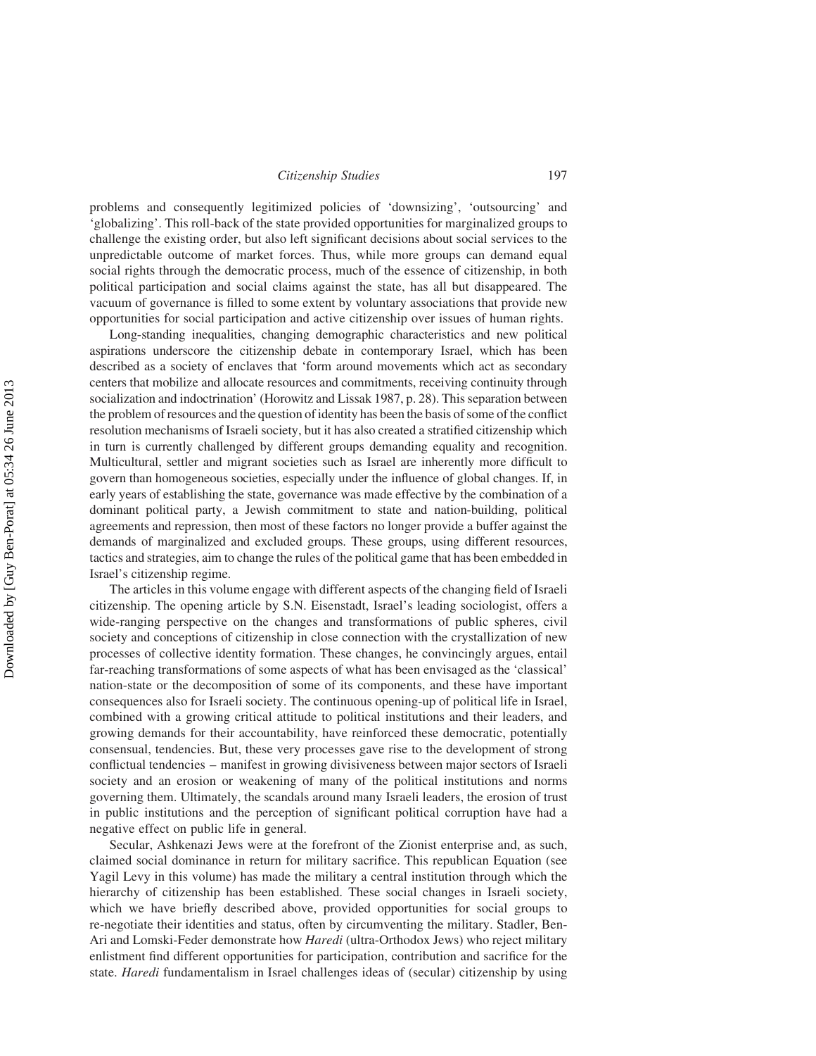problems and consequently legitimized policies of 'downsizing', 'outsourcing' and 'globalizing'. This roll-back of the state provided opportunities for marginalized groups to challenge the existing order, but also left significant decisions about social services to the unpredictable outcome of market forces. Thus, while more groups can demand equal social rights through the democratic process, much of the essence of citizenship, in both political participation and social claims against the state, has all but disappeared. The vacuum of governance is filled to some extent by voluntary associations that provide new opportunities for social participation and active citizenship over issues of human rights.

Long-standing inequalities, changing demographic characteristics and new political aspirations underscore the citizenship debate in contemporary Israel, which has been described as a society of enclaves that 'form around movements which act as secondary centers that mobilize and allocate resources and commitments, receiving continuity through socialization and indoctrination' (Horowitz and Lissak 1987, p. 28). This separation between the problem of resources and the question of identity has been the basis of some of the conflict resolution mechanisms of Israeli society, but it has also created a stratified citizenship which in turn is currently challenged by different groups demanding equality and recognition. Multicultural, settler and migrant societies such as Israel are inherently more difficult to govern than homogeneous societies, especially under the influence of global changes. If, in early years of establishing the state, governance was made effective by the combination of a dominant political party, a Jewish commitment to state and nation-building, political agreements and repression, then most of these factors no longer provide a buffer against the demands of marginalized and excluded groups. These groups, using different resources, tactics and strategies, aim to change the rules of the political game that has been embedded in Israel's citizenship regime.

The articles in this volume engage with different aspects of the changing field of Israeli citizenship. The opening article by S.N. Eisenstadt, Israel's leading sociologist, offers a wide-ranging perspective on the changes and transformations of public spheres, civil society and conceptions of citizenship in close connection with the crystallization of new processes of collective identity formation. These changes, he convincingly argues, entail far-reaching transformations of some aspects of what has been envisaged as the 'classical' nation-state or the decomposition of some of its components, and these have important consequences also for Israeli society. The continuous opening-up of political life in Israel, combined with a growing critical attitude to political institutions and their leaders, and growing demands for their accountability, have reinforced these democratic, potentially consensual, tendencies. But, these very processes gave rise to the development of strong conflictual tendencies – manifest in growing divisiveness between major sectors of Israeli society and an erosion or weakening of many of the political institutions and norms governing them. Ultimately, the scandals around many Israeli leaders, the erosion of trust in public institutions and the perception of significant political corruption have had a negative effect on public life in general.

Secular, Ashkenazi Jews were at the forefront of the Zionist enterprise and, as such, claimed social dominance in return for military sacrifice. This republican Equation (see Yagil Levy in this volume) has made the military a central institution through which the hierarchy of citizenship has been established. These social changes in Israeli society, which we have briefly described above, provided opportunities for social groups to re-negotiate their identities and status, often by circumventing the military. Stadler, Ben-Ari and Lomski-Feder demonstrate how *Haredi* (ultra-Orthodox Jews) who reject military enlistment find different opportunities for participation, contribution and sacrifice for the state. *Haredi* fundamentalism in Israel challenges ideas of (secular) citizenship by using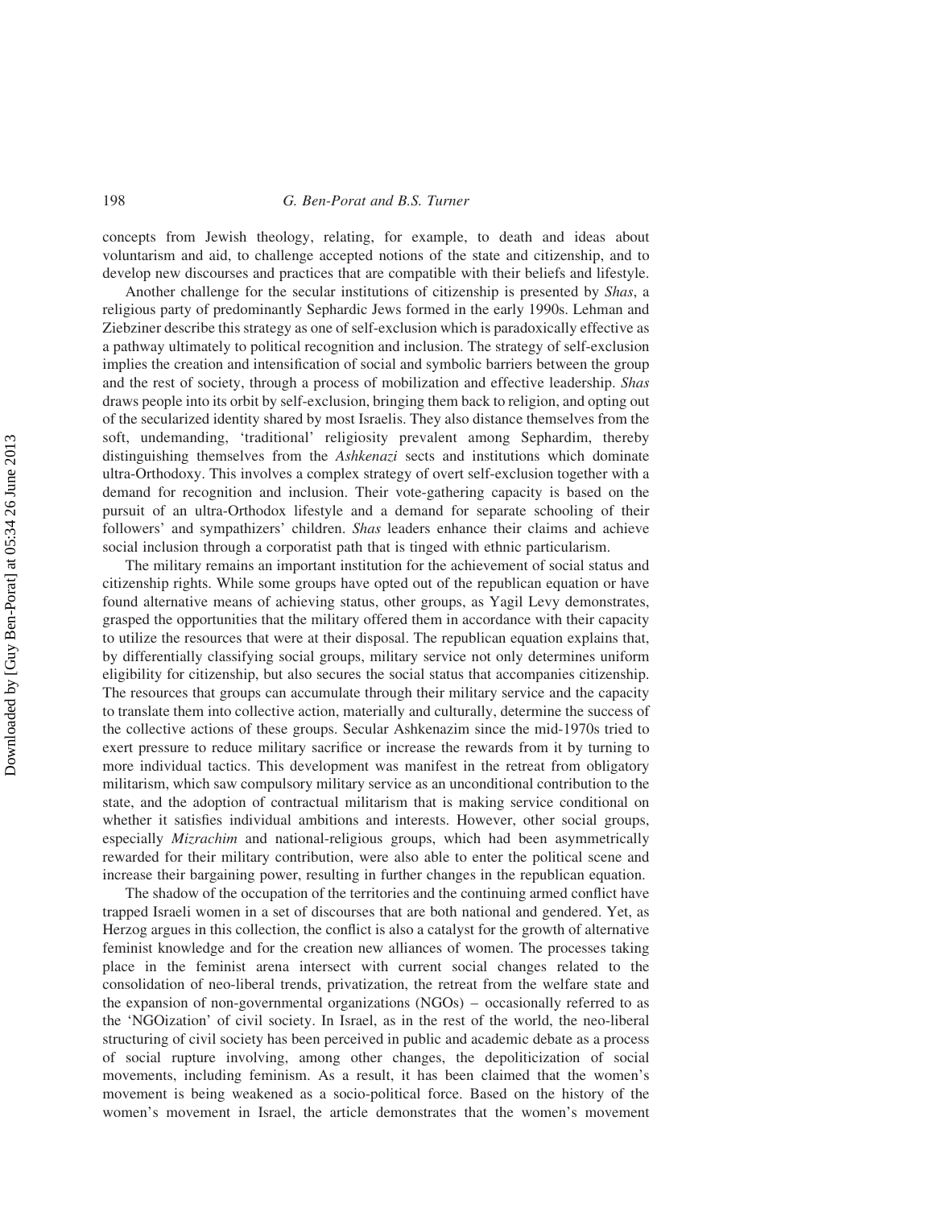concepts from Jewish theology, relating, for example, to death and ideas about voluntarism and aid, to challenge accepted notions of the state and citizenship, and to develop new discourses and practices that are compatible with their beliefs and lifestyle.

Another challenge for the secular institutions of citizenship is presented by *Shas*, a religious party of predominantly Sephardic Jews formed in the early 1990s. Lehman and Ziebziner describe this strategy as one of self-exclusion which is paradoxically effective as a pathway ultimately to political recognition and inclusion. The strategy of self-exclusion implies the creation and intensification of social and symbolic barriers between the group and the rest of society, through a process of mobilization and effective leadership. *Shas* draws people into its orbit by self-exclusion, bringing them back to religion, and opting out of the secularized identity shared by most Israelis. They also distance themselves from the soft, undemanding, 'traditional' religiosity prevalent among Sephardim, thereby distinguishing themselves from the *Ashkenazi* sects and institutions which dominate ultra-Orthodoxy. This involves a complex strategy of overt self-exclusion together with a demand for recognition and inclusion. Their vote-gathering capacity is based on the pursuit of an ultra-Orthodox lifestyle and a demand for separate schooling of their followers' and sympathizers' children. *Shas* leaders enhance their claims and achieve social inclusion through a corporatist path that is tinged with ethnic particularism.

The military remains an important institution for the achievement of social status and citizenship rights. While some groups have opted out of the republican equation or have found alternative means of achieving status, other groups, as Yagil Levy demonstrates, grasped the opportunities that the military offered them in accordance with their capacity to utilize the resources that were at their disposal. The republican equation explains that, by differentially classifying social groups, military service not only determines uniform eligibility for citizenship, but also secures the social status that accompanies citizenship. The resources that groups can accumulate through their military service and the capacity to translate them into collective action, materially and culturally, determine the success of the collective actions of these groups. Secular Ashkenazim since the mid-1970s tried to exert pressure to reduce military sacrifice or increase the rewards from it by turning to more individual tactics. This development was manifest in the retreat from obligatory militarism, which saw compulsory military service as an unconditional contribution to the state, and the adoption of contractual militarism that is making service conditional on whether it satisfies individual ambitions and interests. However, other social groups, especially *Mizrachim* and national-religious groups, which had been asymmetrically rewarded for their military contribution, were also able to enter the political scene and increase their bargaining power, resulting in further changes in the republican equation.

The shadow of the occupation of the territories and the continuing armed conflict have trapped Israeli women in a set of discourses that are both national and gendered. Yet, as Herzog argues in this collection, the conflict is also a catalyst for the growth of alternative feminist knowledge and for the creation new alliances of women. The processes taking place in the feminist arena intersect with current social changes related to the consolidation of neo-liberal trends, privatization, the retreat from the welfare state and the expansion of non-governmental organizations (NGOs) – occasionally referred to as the 'NGOization' of civil society. In Israel, as in the rest of the world, the neo-liberal structuring of civil society has been perceived in public and academic debate as a process of social rupture involving, among other changes, the depoliticization of social movements, including feminism. As a result, it has been claimed that the women's movement is being weakened as a socio-political force. Based on the history of the women's movement in Israel, the article demonstrates that the women's movement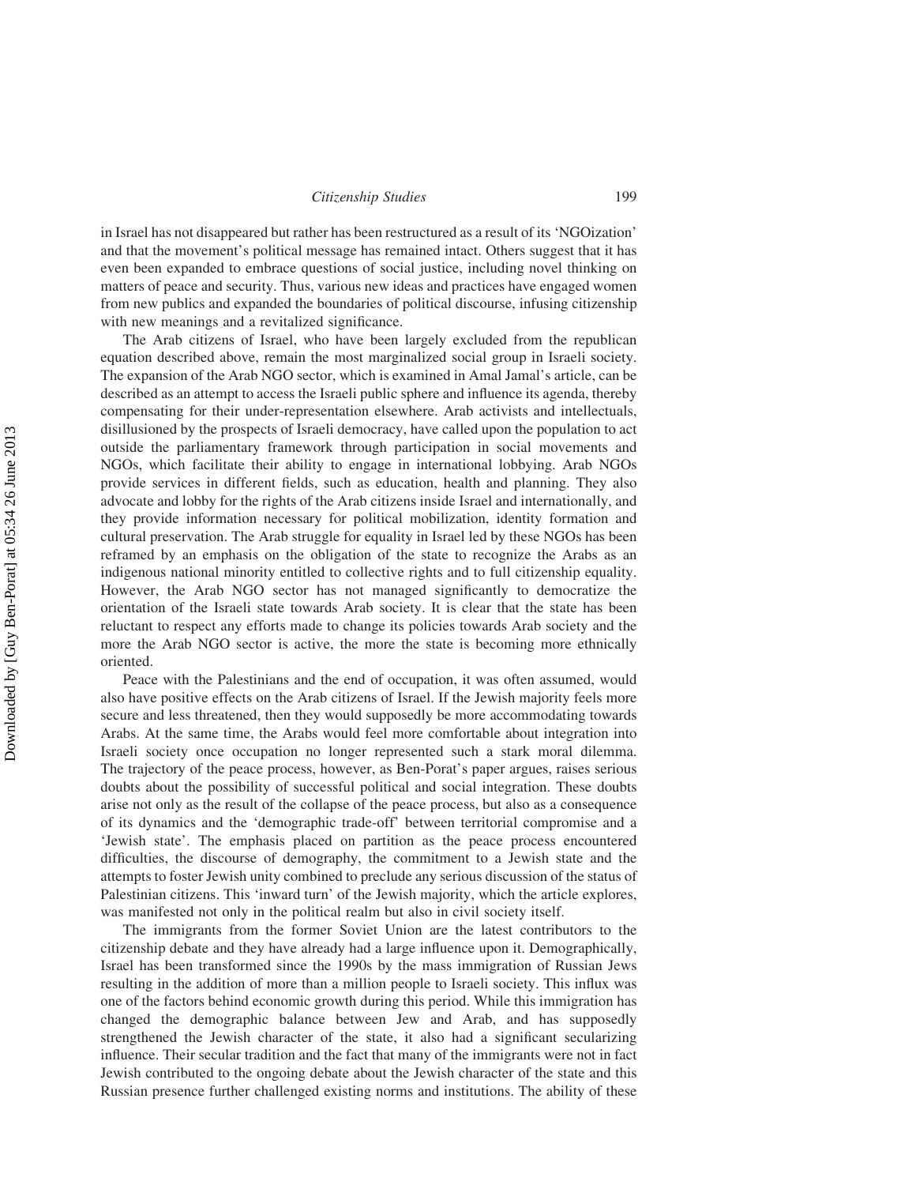in Israel has not disappeared but rather has been restructured as a result of its 'NGOization' and that the movement's political message has remained intact. Others suggest that it has even been expanded to embrace questions of social justice, including novel thinking on matters of peace and security. Thus, various new ideas and practices have engaged women from new publics and expanded the boundaries of political discourse, infusing citizenship with new meanings and a revitalized significance.

The Arab citizens of Israel, who have been largely excluded from the republican equation described above, remain the most marginalized social group in Israeli society. The expansion of the Arab NGO sector, which is examined in Amal Jamal's article, can be described as an attempt to access the Israeli public sphere and influence its agenda, thereby compensating for their under-representation elsewhere. Arab activists and intellectuals, disillusioned by the prospects of Israeli democracy, have called upon the population to act outside the parliamentary framework through participation in social movements and NGOs, which facilitate their ability to engage in international lobbying. Arab NGOs provide services in different fields, such as education, health and planning. They also advocate and lobby for the rights of the Arab citizens inside Israel and internationally, and they provide information necessary for political mobilization, identity formation and cultural preservation. The Arab struggle for equality in Israel led by these NGOs has been reframed by an emphasis on the obligation of the state to recognize the Arabs as an indigenous national minority entitled to collective rights and to full citizenship equality. However, the Arab NGO sector has not managed significantly to democratize the orientation of the Israeli state towards Arab society. It is clear that the state has been reluctant to respect any efforts made to change its policies towards Arab society and the more the Arab NGO sector is active, the more the state is becoming more ethnically oriented.

Peace with the Palestinians and the end of occupation, it was often assumed, would also have positive effects on the Arab citizens of Israel. If the Jewish majority feels more secure and less threatened, then they would supposedly be more accommodating towards Arabs. At the same time, the Arabs would feel more comfortable about integration into Israeli society once occupation no longer represented such a stark moral dilemma. The trajectory of the peace process, however, as Ben-Porat's paper argues, raises serious doubts about the possibility of successful political and social integration. These doubts arise not only as the result of the collapse of the peace process, but also as a consequence of its dynamics and the 'demographic trade-off' between territorial compromise and a 'Jewish state'. The emphasis placed on partition as the peace process encountered difficulties, the discourse of demography, the commitment to a Jewish state and the attempts to foster Jewish unity combined to preclude any serious discussion of the status of Palestinian citizens. This 'inward turn' of the Jewish majority, which the article explores, was manifested not only in the political realm but also in civil society itself.

The immigrants from the former Soviet Union are the latest contributors to the citizenship debate and they have already had a large influence upon it. Demographically, Israel has been transformed since the 1990s by the mass immigration of Russian Jews resulting in the addition of more than a million people to Israeli society. This influx was one of the factors behind economic growth during this period. While this immigration has changed the demographic balance between Jew and Arab, and has supposedly strengthened the Jewish character of the state, it also had a significant secularizing influence. Their secular tradition and the fact that many of the immigrants were not in fact Jewish contributed to the ongoing debate about the Jewish character of the state and this Russian presence further challenged existing norms and institutions. The ability of these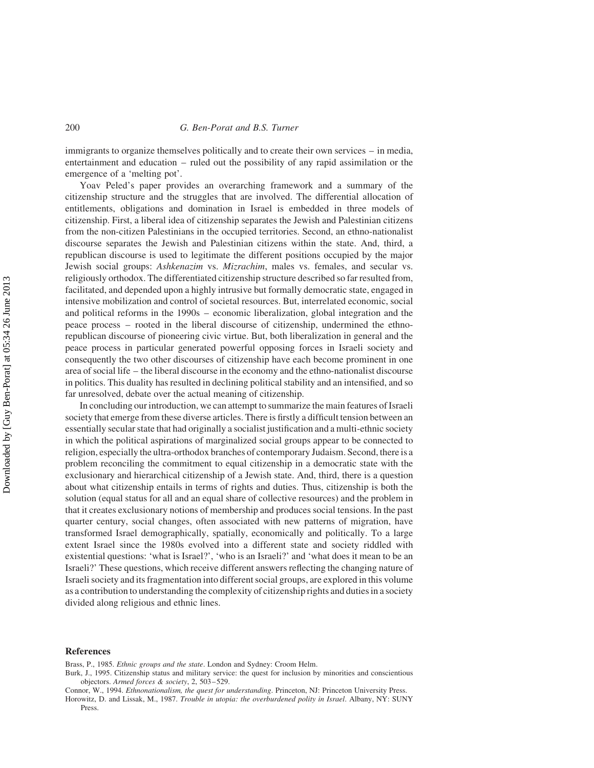immigrants to organize themselves politically and to create their own services – in media, entertainment and education – ruled out the possibility of any rapid assimilation or the emergence of a 'melting pot'.

Yoav Peled's paper provides an overarching framework and a summary of the citizenship structure and the struggles that are involved. The differential allocation of entitlements, obligations and domination in Israel is embedded in three models of citizenship. First, a liberal idea of citizenship separates the Jewish and Palestinian citizens from the non-citizen Palestinians in the occupied territories. Second, an ethno-nationalist discourse separates the Jewish and Palestinian citizens within the state. And, third, a republican discourse is used to legitimate the different positions occupied by the major Jewish social groups: *Ashkenazim* vs. *Mizrachim*, males vs. females, and secular vs. religiously orthodox. The differentiated citizenship structure described so far resulted from, facilitated, and depended upon a highly intrusive but formally democratic state, engaged in intensive mobilization and control of societal resources. But, interrelated economic, social and political reforms in the 1990s – economic liberalization, global integration and the peace process – rooted in the liberal discourse of citizenship, undermined the ethno-republican discourse of pioneering civic virtue. But, both liberalization in general and the peace process in particular generated powerful opposing forces in Israeli society and consequently the two other discourses of citizenship have each become prominent in one area of social life – the liberal discourse in the economy and the ethno-nationalist discourse in politics. This duality has resulted in declining political stability and an intensified, and so far unresolved, debate over the actual meaning of citizenship.

In concluding our introduction, we can attempt to summarize the main features of Israeli society that emerge from these diverse articles. There is firstly a difficult tension between an essentially secular state that had originally a socialist justification and a multi-ethnic society in which the political aspirations of marginalized social groups appear to be connected to religion, especially the ultra-orthodox branches of contemporary Judaism. Second, there is a problem reconciling the commitment to equal citizenship in a democratic state with the exclusionary and hierarchical citizenship of a Jewish state. And, third, there is a question about what citizenship entails in terms of rights and duties. Thus, citizenship is both the solution (equal status for all and an equal share of collective resources) and the problem in that it creates exclusionary notions of membership and produces social tensions. In the past quarter century, social changes, often associated with new patterns of migration, have transformed Israel demographically, spatially, economically and politically. To a large extent Israel since the 1980s evolved into a different state and society riddled with existential questions: 'what is Israel?', 'who is an Israeli?' and 'what does it mean to be an Israeli?' These questions, which receive different answers reflecting the changing nature of Israeli society and its fragmentation into different social groups, are explored in this volume as a contribution to understanding the complexity of citizenship rights and duties in a society divided along religious and ethnic lines.

## References

Brass, P., 1985. *Ethnic groups and the state*. London and Sydney: Croom Helm.

Burk, J., 1995. Citizenship status and military service: the quest for inclusion by minorities and conscientious objectors. *Armed forces & society*, 2, 503–529.

Connor, W., 1994. *Ethnonationalism, the quest for understanding*. Princeton, NJ: Princeton University Press.

Horowitz, D. and Lissak, M., 1987. *Trouble in utopia: the overburdened polity in Israel*. Albany, NY: SUNY Press.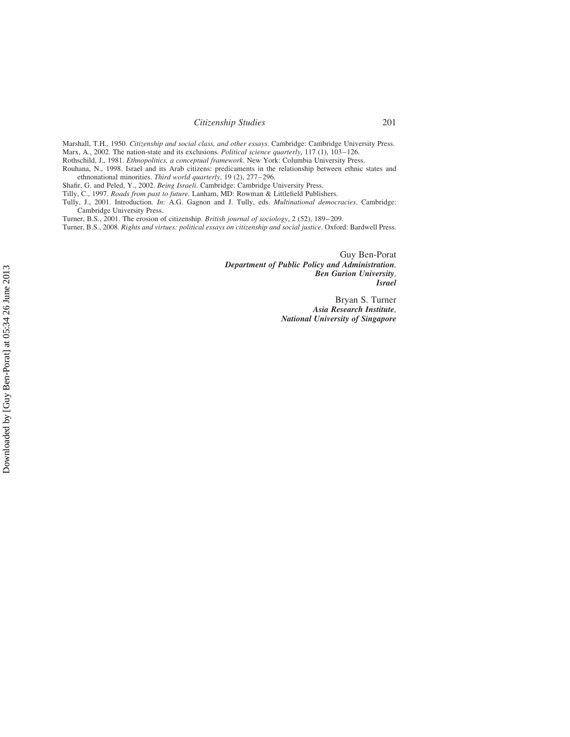Marshall, T.H., 1950. *Citizenship and social class, and other essays*. Cambridge: Cambridge University Press.

Marx, A., 2002. The nation-state and its exclusions. *Political science quarterly*, 117 (1), 103–126.

Rothschild, J., 1981. *Ethnopolitics, a conceptual framework*. New York: Columbia University Press.

Rouhana, N., 1998. Israel and its Arab citizens: predicaments in the relationship between ethnic states and ethnonational minorities. *Third world quarterly*, 19 (2), 277–296.

Shafir, G. and Peled, Y., 2002. *Being Israeli*. Cambridge: Cambridge University Press.

Tilly, C., 1997. *Roads from past to future*. Lanham, MD: Rowman & Littlefield Publishers.

Tully, J., 2001. Introduction. *In*: A.G. Gagnon and J. Tully, eds. *Multinational democracies*. Cambridge: Cambridge University Press.

Turner, B.S., 2001. The erosion of citizenship. *British journal of sociology*, 2 (52), 189–209.

Turner, B.S., 2008. *Rights and virtues: political essays on citizenship and social justice*. Oxford: Bardwell Press.

Guy Ben-Porat
***Department of Public Policy and Administration, Ben Gurion University, Israel***

Bryan S. Turner
***Asia Research Institute, National University of Singapore***